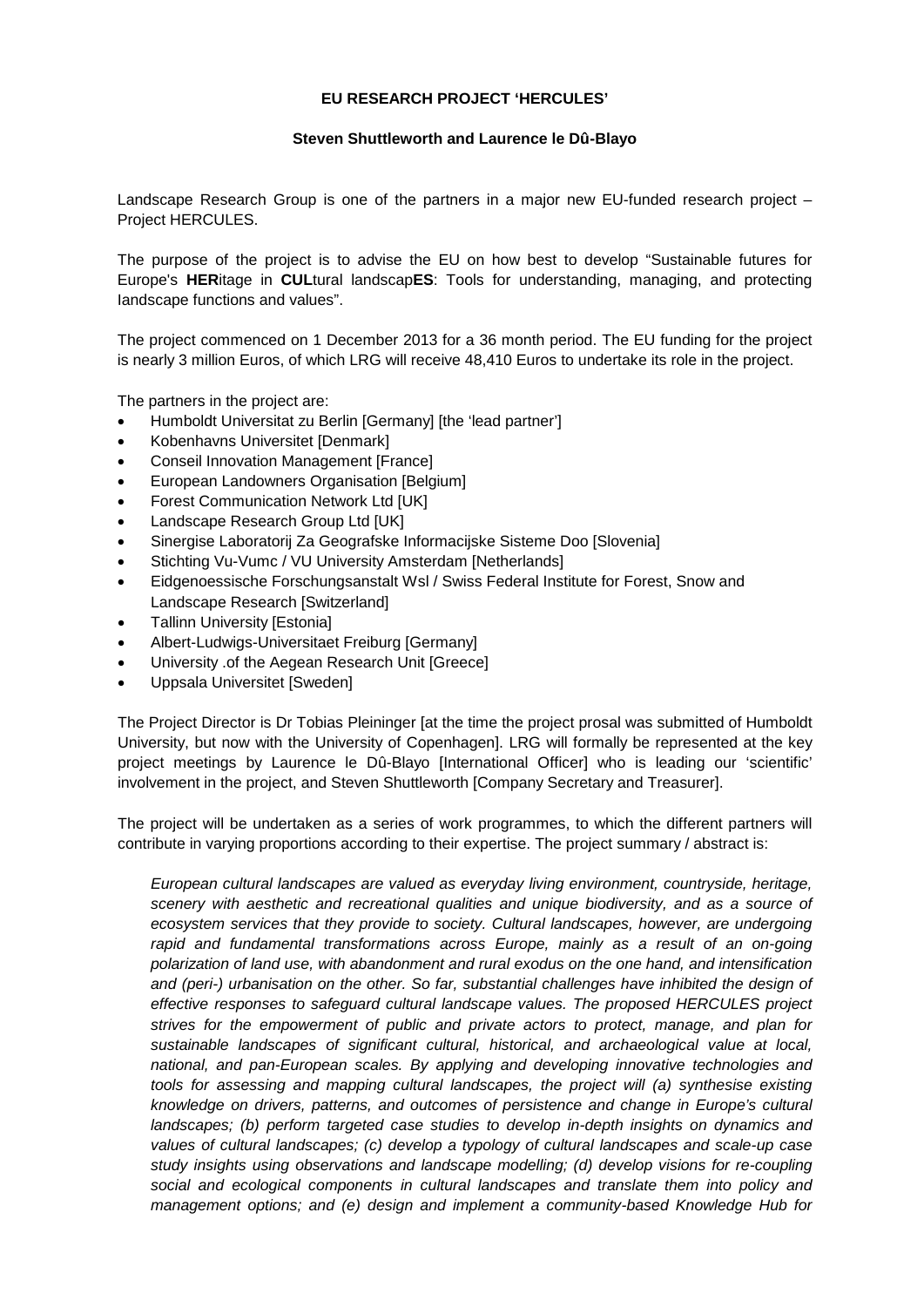**EU RESEARCH PROJECT 'HERCULES'**

**Steven Shuttleworth and Laurence le Dû-Blayo**

Landscape Research Group is one of the partners in a major new EU-funded research project – Project HERCULES.

The purpose of the project is to advise the EU on how best to develop "Sustainable futures for Europe's **HER**itage in **CUL**tural landscap**ES**: Tools for understanding, managing, and protecting landscape functions and values".

The project commenced on 1 December 2013 for a 36 month period. The EU funding for the project is nearly 3 million Euros, of which LRG will receive 48,410 Euros to undertake its role in the project.

The partners in the project are:

- Humboldt Universitat zu Berlin [Germany] [the 'lead partner']
- Kobenhavns Universitet [Denmark]
- Conseil Innovation Management [France]
- European Landowners Organisation [Belgium]
- Forest Communication Network Ltd [UK]
- Landscape Research Group Ltd [UK]
- Sinergise Laboratorij Za Geografske Informacijske Sisteme Doo [Slovenia]
- Stichting Vu-Vumc / VU University Amsterdam [Netherlands]
- Eidgenoessische Forschungsanstalt Wsl / Swiss Federal Institute for Forest, Snow and Landscape Research [Switzerland]
- Tallinn University [Estonia]
- Albert-Ludwigs-Universitaet Freiburg [Germany]
- University .of the Aegean Research Unit [Greece]
- Uppsala Universitet [Sweden]

The Project Director is Dr Tobias Pleininger [at the time the project prosal was submitted of Humboldt University, but now with the University of Copenhagen]. LRG will formally be represented at the key project meetings by Laurence le Dû-Blayo [International Officer] who is leading our 'scientific' involvement in the project, and Steven Shuttleworth [Company Secretary and Treasurer].

The project will be undertaken as a series of work programmes, to which the different partners will contribute in varying proportions according to their expertise. The project summary / abstract is:

*European cultural landscapes are valued as everyday living environment, countryside, heritage, scenery with aesthetic and recreational qualities and unique biodiversity, and as a source of ecosystem services that they provide to society. Cultural landscapes, however, are undergoing rapid and fundamental transformations across Europe, mainly as a result of an on-going polarization of land use, with abandonment and rural exodus on the one hand, and intensification and (peri-) urbanisation on the other. So far, substantial challenges have inhibited the design of effective responses to safeguard cultural landscape values. The proposed HERCULES project strives for the empowerment of public and private actors to protect, manage, and plan for sustainable landscapes of significant cultural, historical, and archaeological value at local, national, and pan-European scales. By applying and developing innovative technologies and tools for assessing and mapping cultural landscapes, the project will (a) synthesise existing knowledge on drivers, patterns, and outcomes of persistence and change in Europe's cultural landscapes; (b) perform targeted case studies to develop in-depth insights on dynamics and values of cultural landscapes; (c) develop a typology of cultural landscapes and scale-up case study insights using observations and landscape modelling; (d) develop visions for re-coupling social and ecological components in cultural landscapes and translate them into policy and management options; and (e) design and implement a community-based Knowledge Hub for*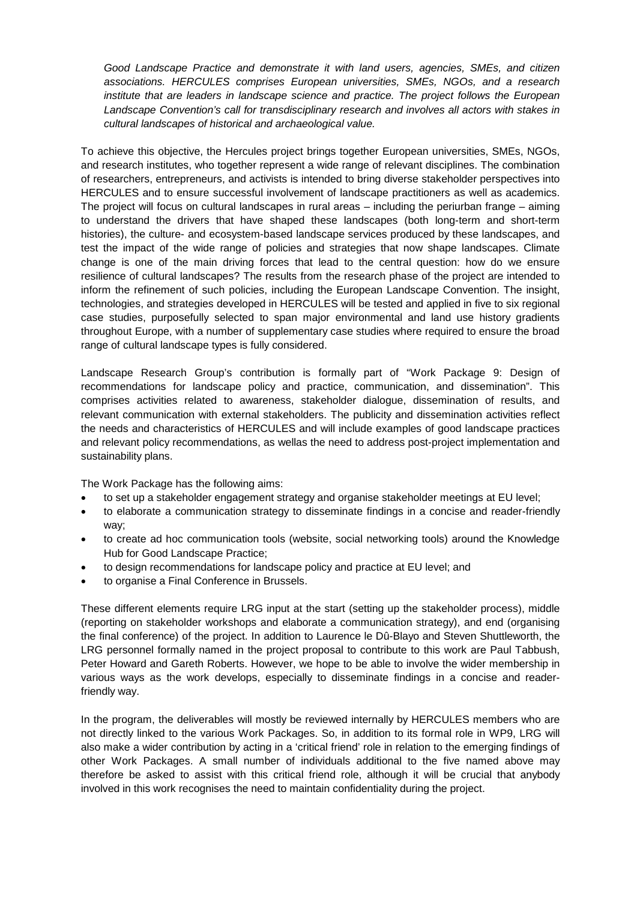*Good Landscape Practice and demonstrate it with land users, agencies, SMEs, and citizen associations. HERCULES comprises European universities, SMEs, NGOs, and a research institute that are leaders in landscape science and practice. The project follows the European Landscape Convention's call for transdisciplinary research and involves all actors with stakes in cultural landscapes of historical and archaeological value.*

To achieve this objective, the Hercules project brings together European universities, SMEs, NGOs, and research institutes, who together represent a wide range of relevant disciplines. The combination of researchers, entrepreneurs, and activists is intended to bring diverse stakeholder perspectives into HERCULES and to ensure successful involvement of landscape practitioners as well as academics. The project will focus on cultural landscapes in rural areas – including the periurban frange – aiming to understand the drivers that have shaped these landscapes (both long-term and short-term histories), the culture- and ecosystem-based landscape services produced by these landscapes, and test the impact of the wide range of policies and strategies that now shape landscapes. Climate change is one of the main driving forces that lead to the central question: how do we ensure resilience of cultural landscapes? The results from the research phase of the project are intended to inform the refinement of such policies, including the European Landscape Convention. The insight, technologies, and strategies developed in HERCULES will be tested and applied in five to six regional case studies, purposefully selected to span major environmental and land use history gradients throughout Europe, with a number of supplementary case studies where required to ensure the broad range of cultural landscape types is fully considered.

Landscape Research Group's contribution is formally part of "Work Package 9: Design of recommendations for landscape policy and practice, communication, and dissemination". This comprises activities related to awareness, stakeholder dialogue, dissemination of results, and relevant communication with external stakeholders. The publicity and dissemination activities reflect the needs and characteristics of HERCULES and will include examples of good landscape practices and relevant policy recommendations, as wellas the need to address post-project implementation and sustainability plans.

The Work Package has the following aims:

- to set up a stakeholder engagement strategy and organise stakeholder meetings at EU level;
- to elaborate a communication strategy to disseminate findings in a concise and reader-friendly way;
- to create ad hoc communication tools (website, social networking tools) around the Knowledge Hub for Good Landscape Practice;
- to design recommendations for landscape policy and practice at EU level; and
- to organise a Final Conference in Brussels.

These different elements require LRG input at the start (setting up the stakeholder process), middle (reporting on stakeholder workshops and elaborate a communication strategy), and end (organising the final conference) of the project. In addition to Laurence le Dû-Blayo and Steven Shuttleworth, the LRG personnel formally named in the project proposal to contribute to this work are Paul Tabbush, Peter Howard and Gareth Roberts. However, we hope to be able to involve the wider membership in various ways as the work develops, especially to disseminate findings in a concise and reader-friendly way.

In the program, the deliverables will mostly be reviewed internally by HERCULES members who are not directly linked to the various Work Packages. So, in addition to its formal role in WP9, LRG will also make a wider contribution by acting in a 'critical friend' role in relation to the emerging findings of other Work Packages. A small number of individuals additional to the five named above may therefore be asked to assist with this critical friend role, although it will be crucial that anybody involved in this work recognises the need to maintain confidentiality during the project.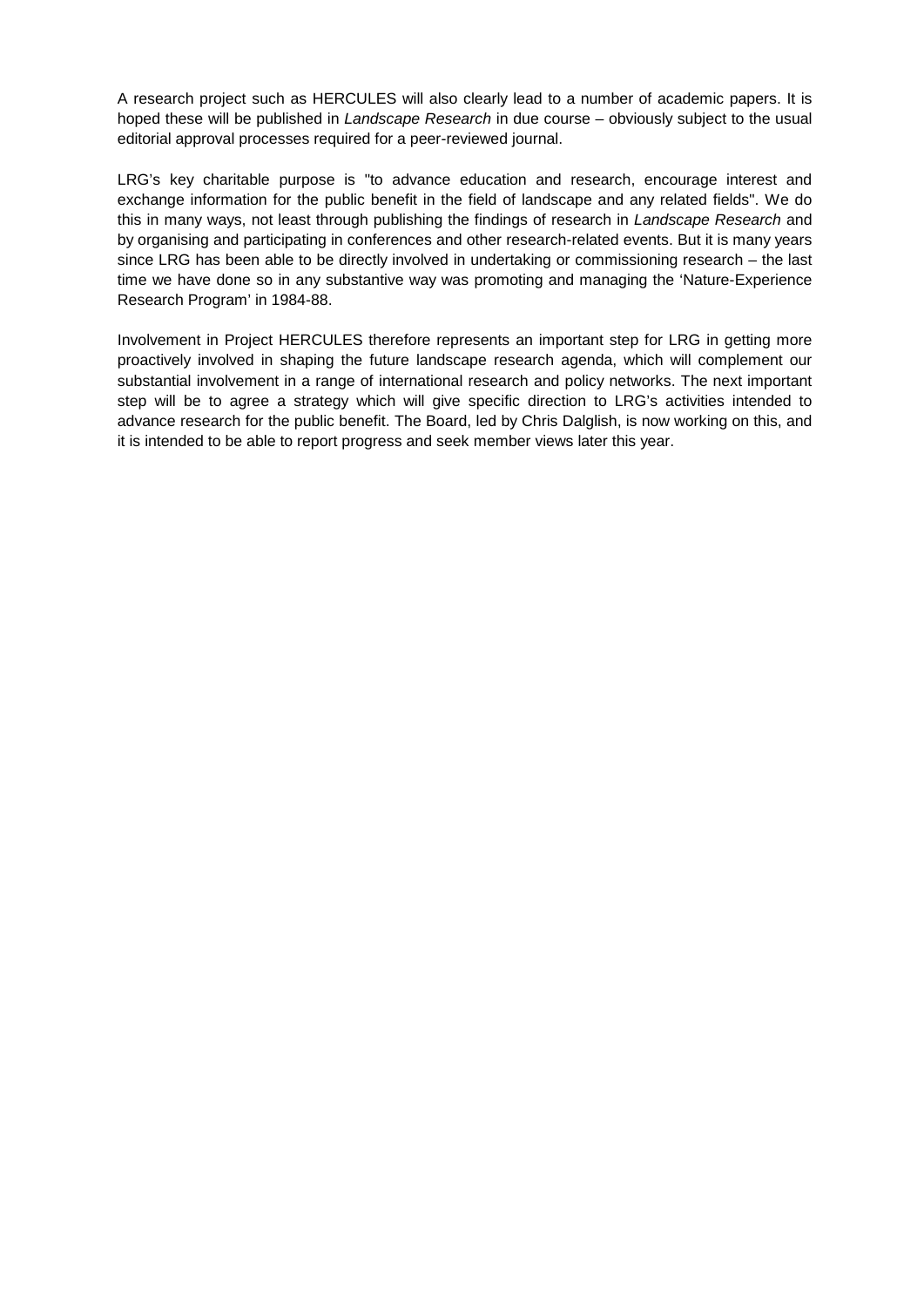A research project such as HERCULES will also clearly lead to a number of academic papers. It is hoped these will be published in *Landscape Research* in due course – obviously subject to the usual editorial approval processes required for a peer-reviewed journal.

LRG's key charitable purpose is "to advance education and research, encourage interest and exchange information for the public benefit in the field of landscape and any related fields". We do this in many ways, not least through publishing the findings of research in *Landscape Research* and by organising and participating in conferences and other research-related events. But it is many years since LRG has been able to be directly involved in undertaking or commissioning research – the last time we have done so in any substantive way was promoting and managing the 'Nature-Experience Research Program' in 1984-88.

Involvement in Project HERCULES therefore represents an important step for LRG in getting more proactively involved in shaping the future landscape research agenda, which will complement our substantial involvement in a range of international research and policy networks. The next important step will be to agree a strategy which will give specific direction to LRG's activities intended to advance research for the public benefit. The Board, led by Chris Dalglish, is now working on this, and it is intended to be able to report progress and seek member views later this year.